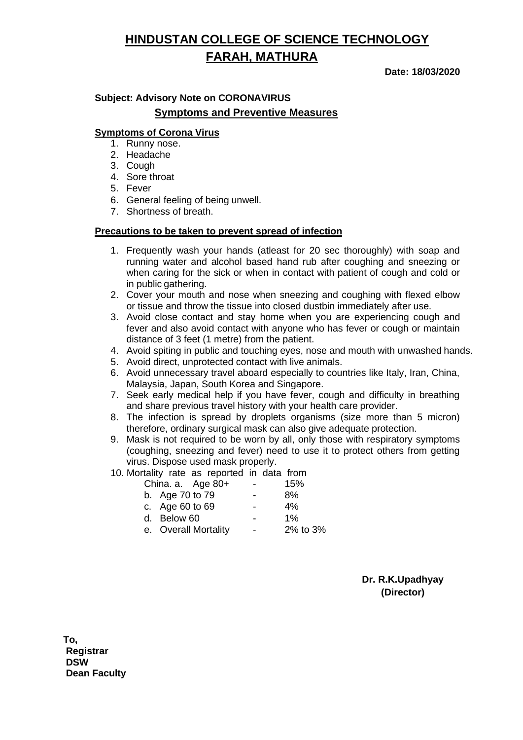# HINDUSTAN COLLEGE OF SCIENCE TECHNOLOGY

# FARAH, MATHURA

**Date: 18/03/2020**

**Subject: Advisory Note on CORONAVIRUS**

## Symptoms and Preventive Measures

### Symptoms of Corona Virus

1. Runny nose.
2. Headache
3. Cough
4. Sore throat
5. Fever
6. General feeling of being unwell.
7. Shortness of breath.

### Precautions to be taken to prevent spread of infection

1. Frequently wash your hands (atleast for 20 sec thoroughly) with soap and running water and alcohol based hand rub after coughing and sneezing or when caring for the sick or when in contact with patient of cough and cold or in public gathering.
2. Cover your mouth and nose when sneezing and coughing with flexed elbow or tissue and throw the tissue into closed dustbin immediately after use.
3. Avoid close contact and stay home when you are experiencing cough and fever and also avoid contact with anyone who has fever or cough or maintain distance of 3 feet (1 metre) from the patient.
4. Avoid spiting in public and touching eyes, nose and mouth with unwashed hands.
5. Avoid direct, unprotected contact with live animals.
6. Avoid unnecessary travel aboard especially to countries like Italy, Iran, China, Malaysia, Japan, South Korea and Singapore.
7. Seek early medical help if you have fever, cough and difficulty in breathing and share previous travel history with your health care provider.
8. The infection is spread by droplets organisms (size more than 5 micron) therefore, ordinary surgical mask can also give adequate protection.
9. Mask is not required to be worn by all, only those with respiratory symptoms (coughing, sneezing and fever) need to use it to protect others from getting virus. Dispose used mask properly.
10. Mortality rate as reported in data from China.
    a. Age 80+ - 15%
    b. Age 70 to 79 - 8%
    c. Age 60 to 69 - 4%
    d. Below 60 - 1%
    e. Overall Mortality - 2% to 3%

**Dr. R.K.Upadhyay**
**(Director)**

**To,**
**Registrar**
**DSW**
**Dean Faculty**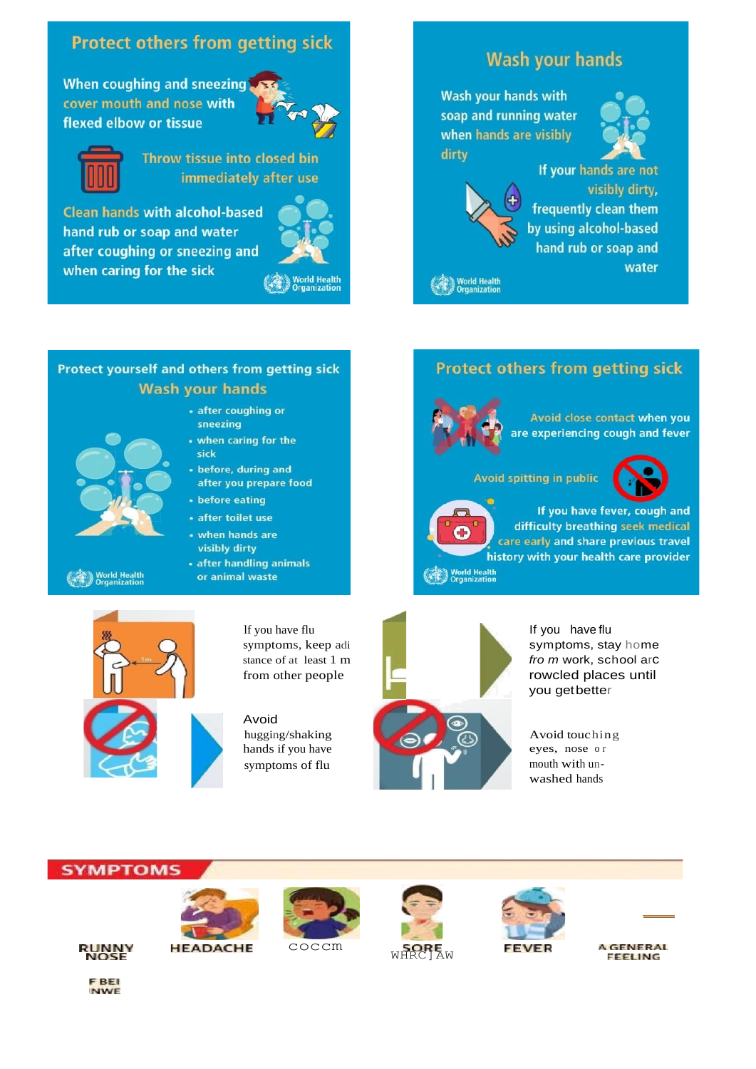## Protect others from getting sick

When coughing and sneezing cover mouth and nose with flexed elbow or tissue

Throw tissue into closed bin immediately after use

Clean hands with alcohol-based hand rub or soap and water after coughing or sneezing and when caring for the sick

World Health Organization

## Wash your hands

Wash your hands with soap and running water when hands are visibly dirty

If your hands are not visibly dirty, frequently clean them by using alcohol-based hand rub or soap and water

World Health Organization

## Protect yourself and others from getting sick

### Wash your hands

- after coughing or sneezing
- when caring for the sick
- before, during and after you prepare food
- before eating
- after toilet use
- when hands are visibly dirty
- after handling animals or animal waste

World Health Organization

## Protect others from getting sick

Avoid close contact when you are experiencing cough and fever

Avoid spitting in public

If you have fever, cough and difficulty breathing seek medical care early and share previous travel history with your health care provider

World Health Organization

If you have flu symptoms, keep adi stance of at least 1 m from other people

If you have flu symptoms, stay home fro m work, school arc rowcled places until you getbetter

Avoid hugging/shaking hands if you have symptoms of flu

Avoid touching eyes, nose o r mouth with un-washed hands

## SYMPTOMS

RUNNY NOSE

HEADACHE

COCCM

SORE WHRC ] AW

FEVER

A GENERAL FEELING

F BEI INWE